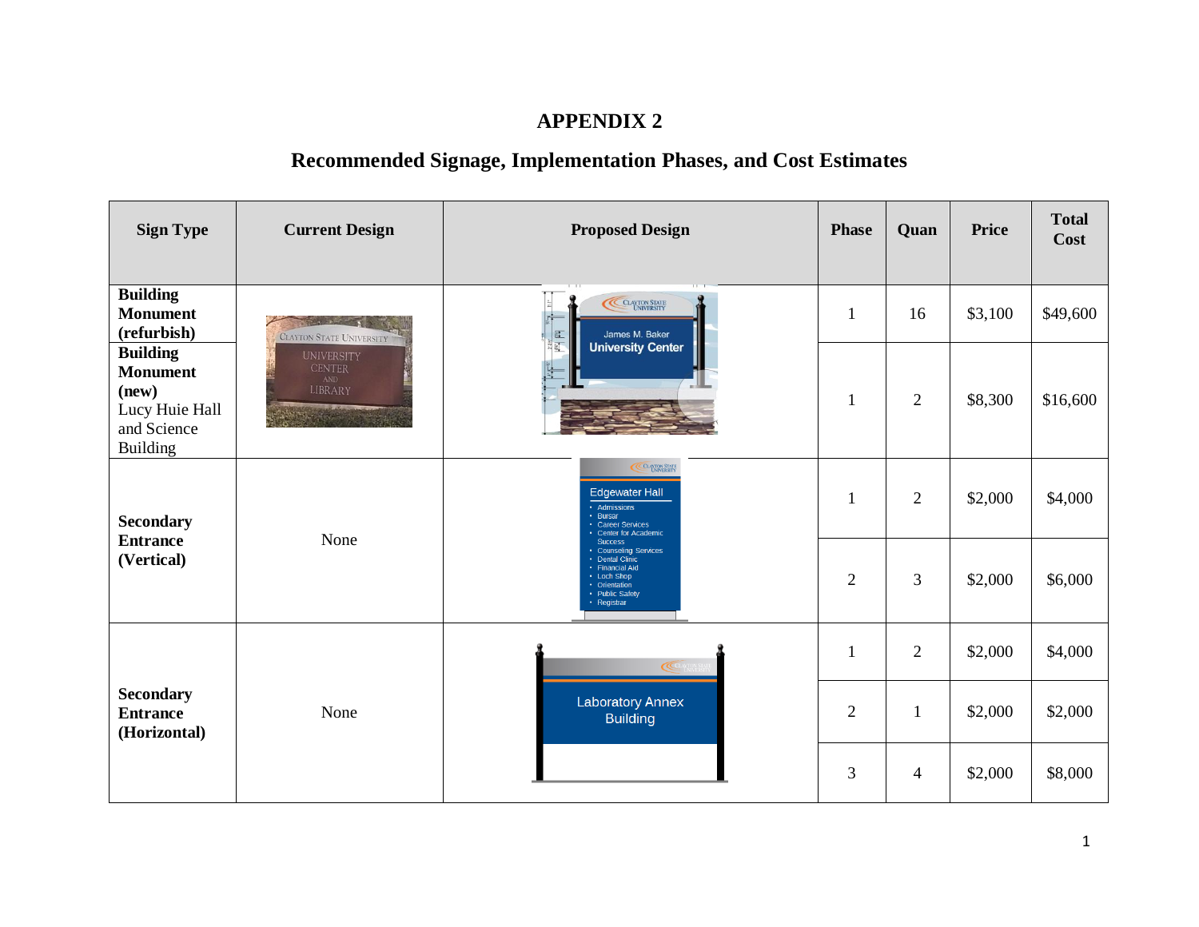# APPENDIX 2

## Recommended Signage, Implementation Phases, and Cost Estimates

| Sign Type | Current Design | Proposed Design | Phase | Quan | Price | Total Cost |
|---|---|---|---|---|---|---|
| **Building Monument (refurbish)** | | | 1 | 16 | $3,100 | $49,600 |
| **Building Monument (new)** Lucy Huie Hall and Science Building | | | 1 | 2 | $8,300 | $16,600 |
| **Secondary Entrance (Vertical)** | None | | 1 | 2 | $2,000 | $4,000 |
| | | | 2 | 3 | $2,000 | $6,000 |
| **Secondary Entrance (Horizontal)** | None | | 1 | 2 | $2,000 | $4,000 |
| | | | 2 | 1 | $2,000 | $2,000 |
| | | | 3 | 4 | $2,000 | $8,000 |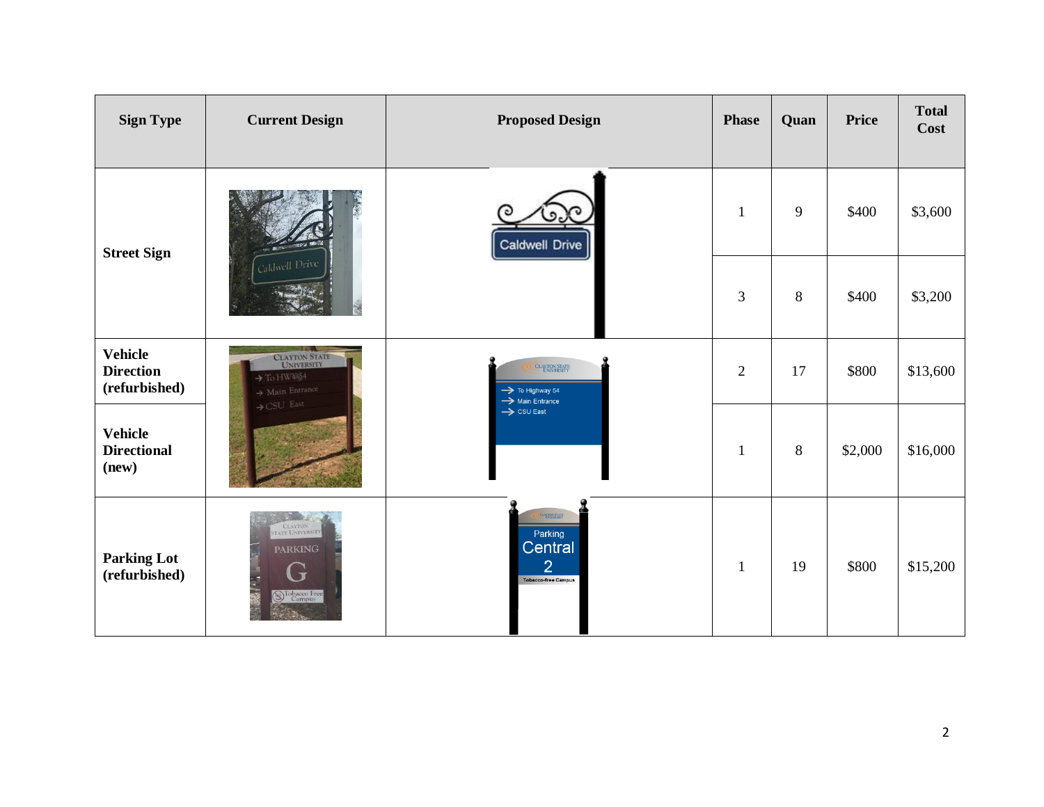| Sign Type | Current Design | Proposed Design | Phase | Quan | Price | Total Cost |
|---|---|---|---|---|---|---|
| **Street Sign** | | | 1 | 9 | $400 | $3,600 |
| | | | 3 | 8 | $400 | $3,200 |
| **Vehicle Direction (refurbished)** | | | 2 | 17 | $800 | $13,600 |
| **Vehicle Directional (new)** | | | 1 | 8 | $2,000 | $16,000 |
| **Parking Lot (refurbished)** | | | 1 | 19 | $800 | $15,200 |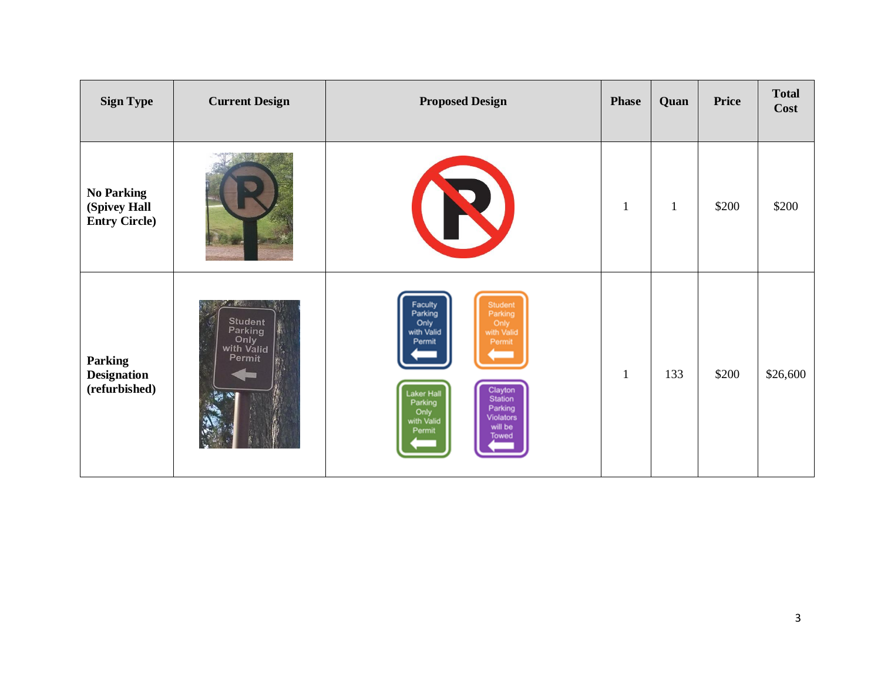| Sign Type | Current Design | Proposed Design | Phase | Quan | Price | Total Cost |
|---|---|---|---|---|---|---|
| **No Parking (Spivey Hall Entry Circle)** | | | 1 | 1 | $200 | $200 |
| **Parking Designation (refurbished)** | Student Parking Only with Valid Permit | Faculty Parking Only with Valid Permit; Student Parking Only with Valid Permit; Laker Hall Parking Only with Valid Permit; Clayton Station Parking Violators will be Towed | 1 | 133 | $200 | $26,600 |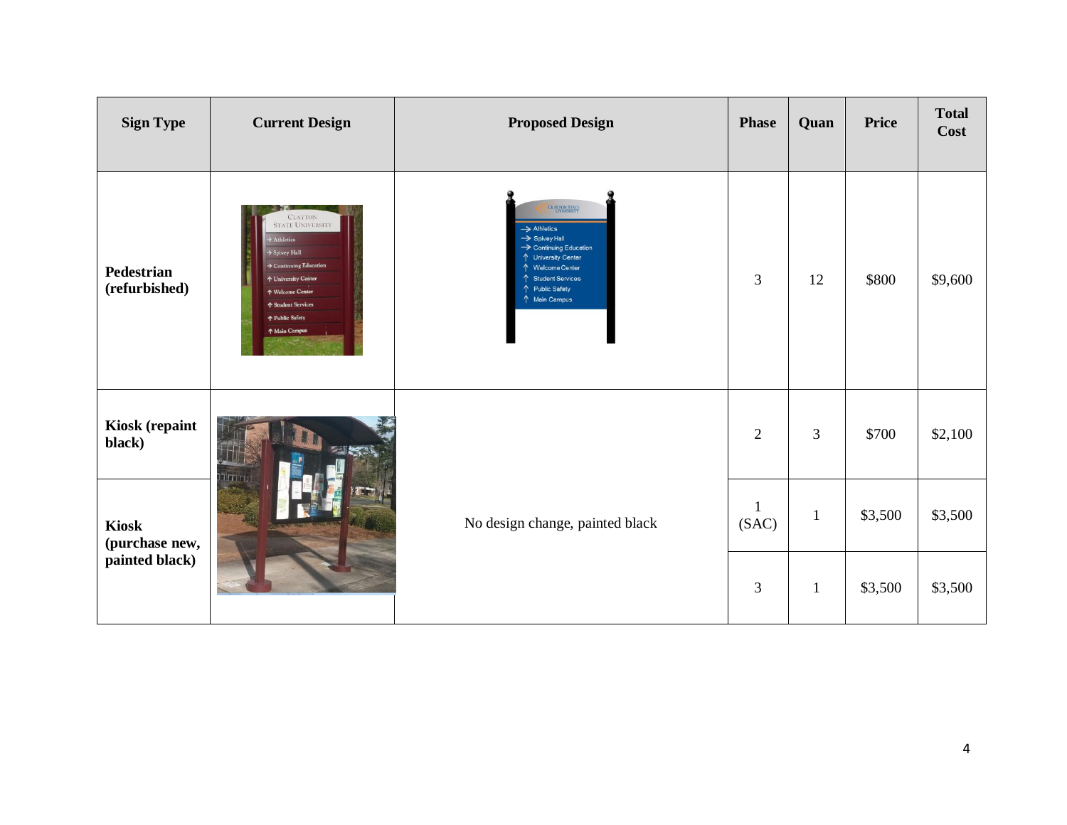| Sign Type | Current Design | Proposed Design | Phase | Quan | Price | Total Cost |
|---|---|---|---|---|---|---|
| **Pedestrian (refurbished)** | | | 3 | 12 | $800 | $9,600 |
| **Kiosk (repaint black)** | | No design change, painted black | 2 | 3 | $700 | $2,100 |
| **Kiosk (purchase new, painted black)** | | | 1 (SAC) | 1 | $3,500 | $3,500 |
| | | | 3 | 1 | $3,500 | $3,500 |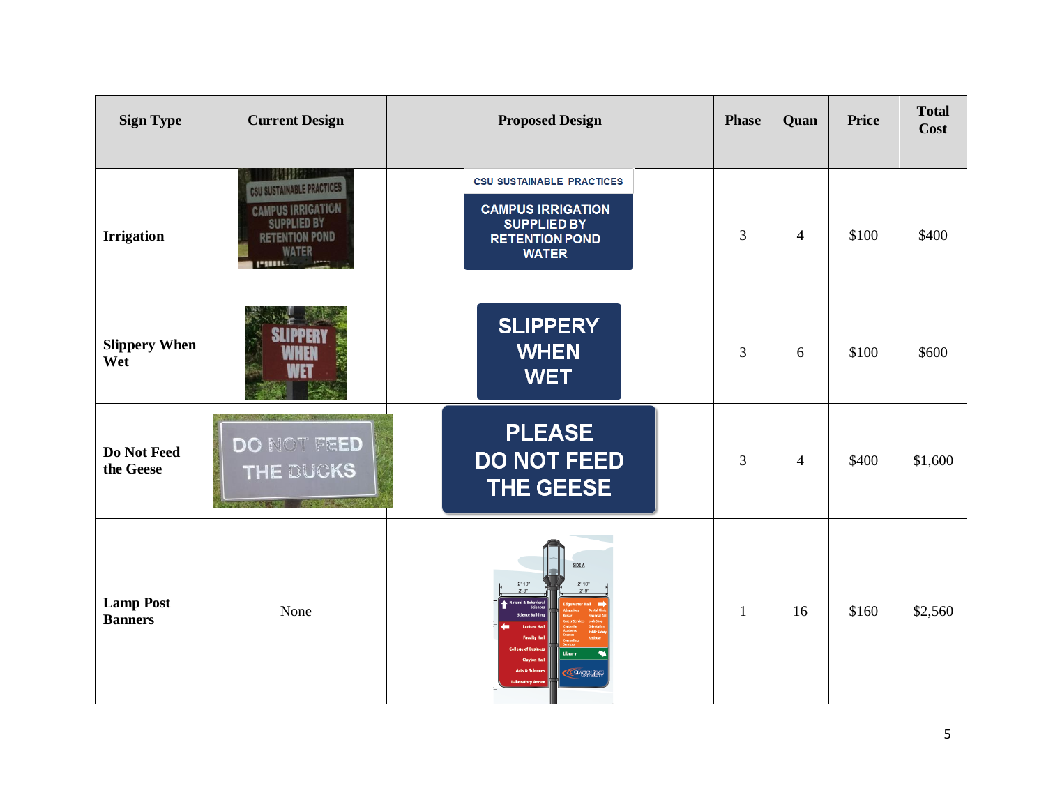| Sign Type | Current Design | Proposed Design | Phase | Quan | Price | Total Cost |
|---|---|---|---|---|---|---|
| **Irrigation** | CSU SUSTAINABLE PRACTICES CAMPUS IRRIGATION SUPPLIED BY RETENTION POND WATER | CSU SUSTAINABLE PRACTICES CAMPUS IRRIGATION SUPPLIED BY RETENTION POND WATER | 3 | 4 | $100 | $400 |
| **Slippery When Wet** | SLIPPERY WHEN WET | SLIPPERY WHEN WET | 3 | 6 | $100 | $600 |
| **Do Not Feed the Geese** | DO NOT FEED THE DUCKS | PLEASE DO NOT FEED THE GEESE | 3 | 4 | $400 | $1,600 |
| **Lamp Post Banners** | None | | 1 | 16 | $160 | $2,560 |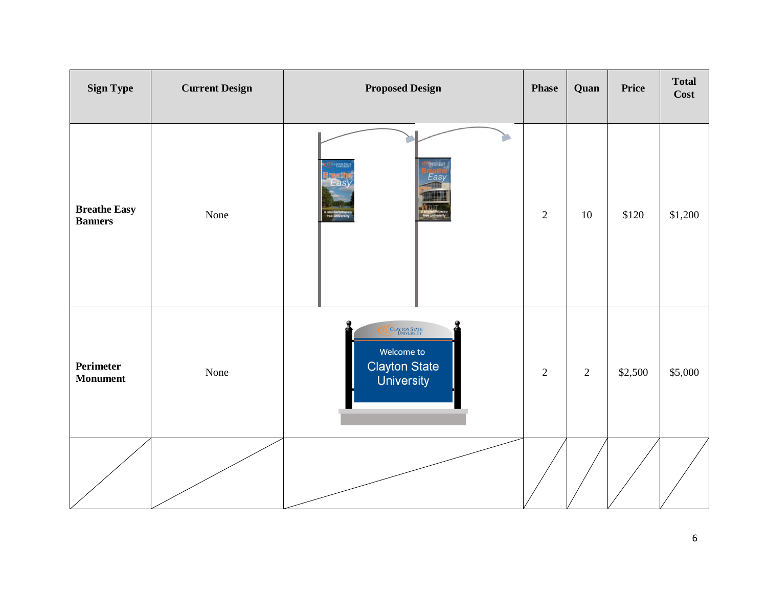| Sign Type | Current Design | Proposed Design | Phase | Quan | Price | Total Cost |
|---|---|---|---|---|---|---|
| **Breathe Easy Banners** | None | | 2 | 10 | $120 | $1,200 |
| **Perimeter Monument** | None | | 2 | 2 | $2,500 | $5,000 |
| | | | | | | |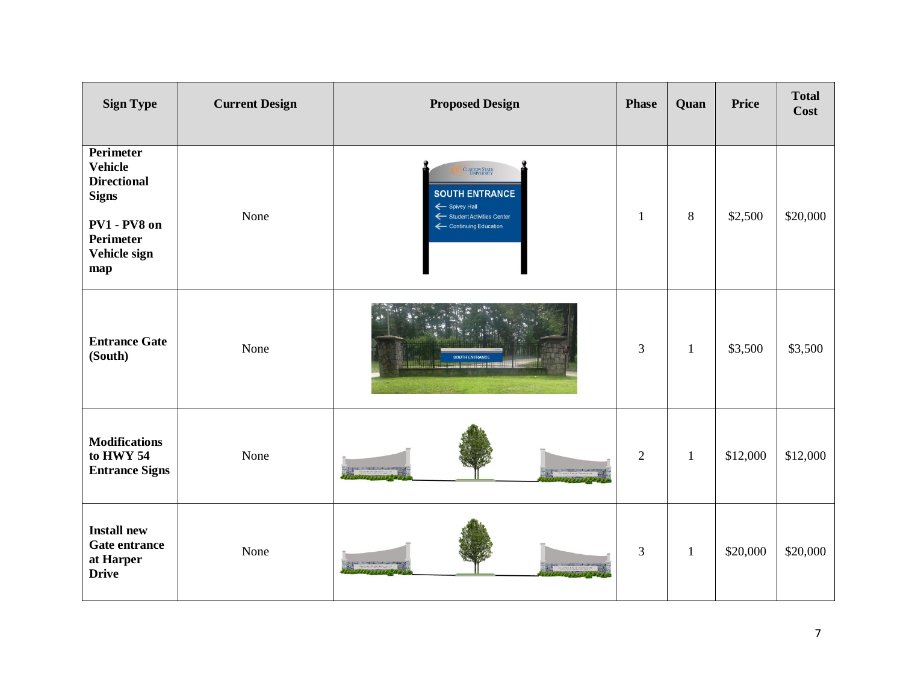| Sign Type | Current Design | Proposed Design | Phase | Quan | Price | Total Cost |
|---|---|---|---|---|---|---|
| **Perimeter Vehicle Directional Signs**<br><br>**PV1 - PV8 on Perimeter Vehicle sign map** | None | CLAYTON STATE UNIVERSITY<br>SOUTH ENTRANCE<br>← Spivey Hall<br>← Student Activities Center<br>← Continuing Education | 1 | 8 | $2,500 | $20,000 |
| **Entrance Gate (South)** | None | SOUTH ENTRANCE | 3 | 1 | $3,500 | $3,500 |
| **Modifications to HWY 54 Entrance Signs** | None | | 2 | 1 | $12,000 | $12,000 |
| **Install new Gate entrance at Harper Drive** | None | | 3 | 1 | $20,000 | $20,000 |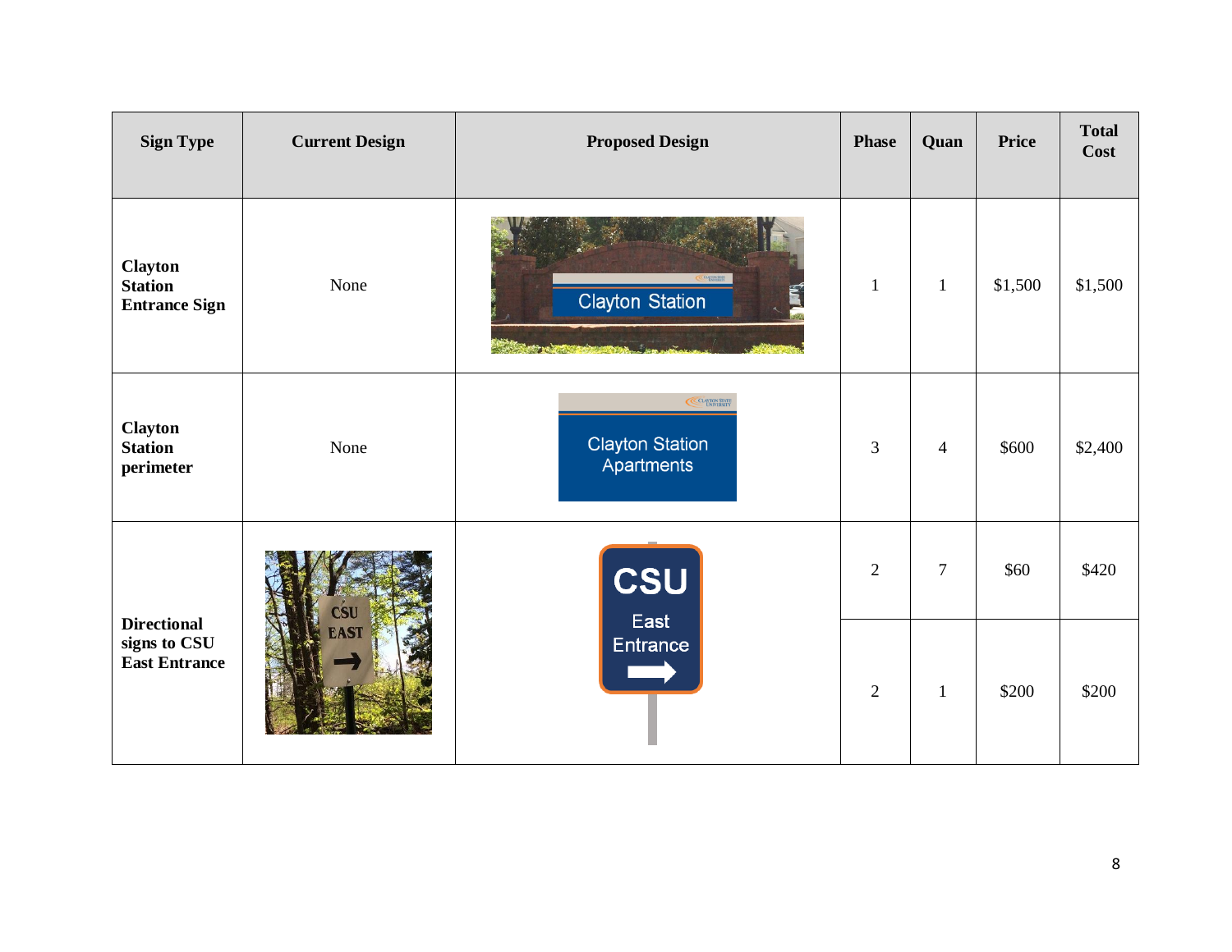| Sign Type | Current Design | Proposed Design | Phase | Quan | Price | Total Cost |
|---|---|---|---|---|---|---|
| **Clayton Station Entrance Sign** | None | | 1 | 1 | $1,500 | $1,500 |
| **Clayton Station perimeter** | None | | 3 | 4 | $600 | $2,400 |
| **Directional signs to CSU East Entrance** | | | 2 | 7 | $60 | $420 |
| | | | 2 | 1 | $200 | $200 |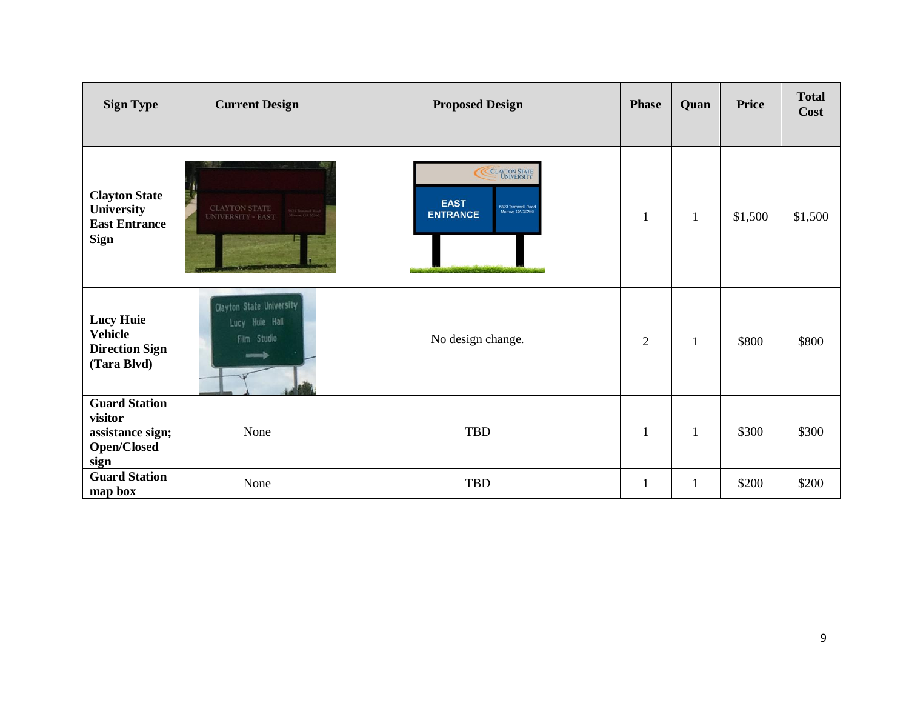| Sign Type | Current Design | Proposed Design | Phase | Quan | Price | Total Cost |
|---|---|---|---|---|---|---|
| **Clayton State University East Entrance Sign** | | | 1 | 1 | $1,500 | $1,500 |
| **Lucy Huie Vehicle Direction Sign (Tara Blvd)** | | No design change. | 2 | 1 | $800 | $800 |
| **Guard Station visitor assistance sign; Open/Closed sign** | None | TBD | 1 | 1 | $300 | $300 |
| **Guard Station map box** | None | TBD | 1 | 1 | $200 | $200 |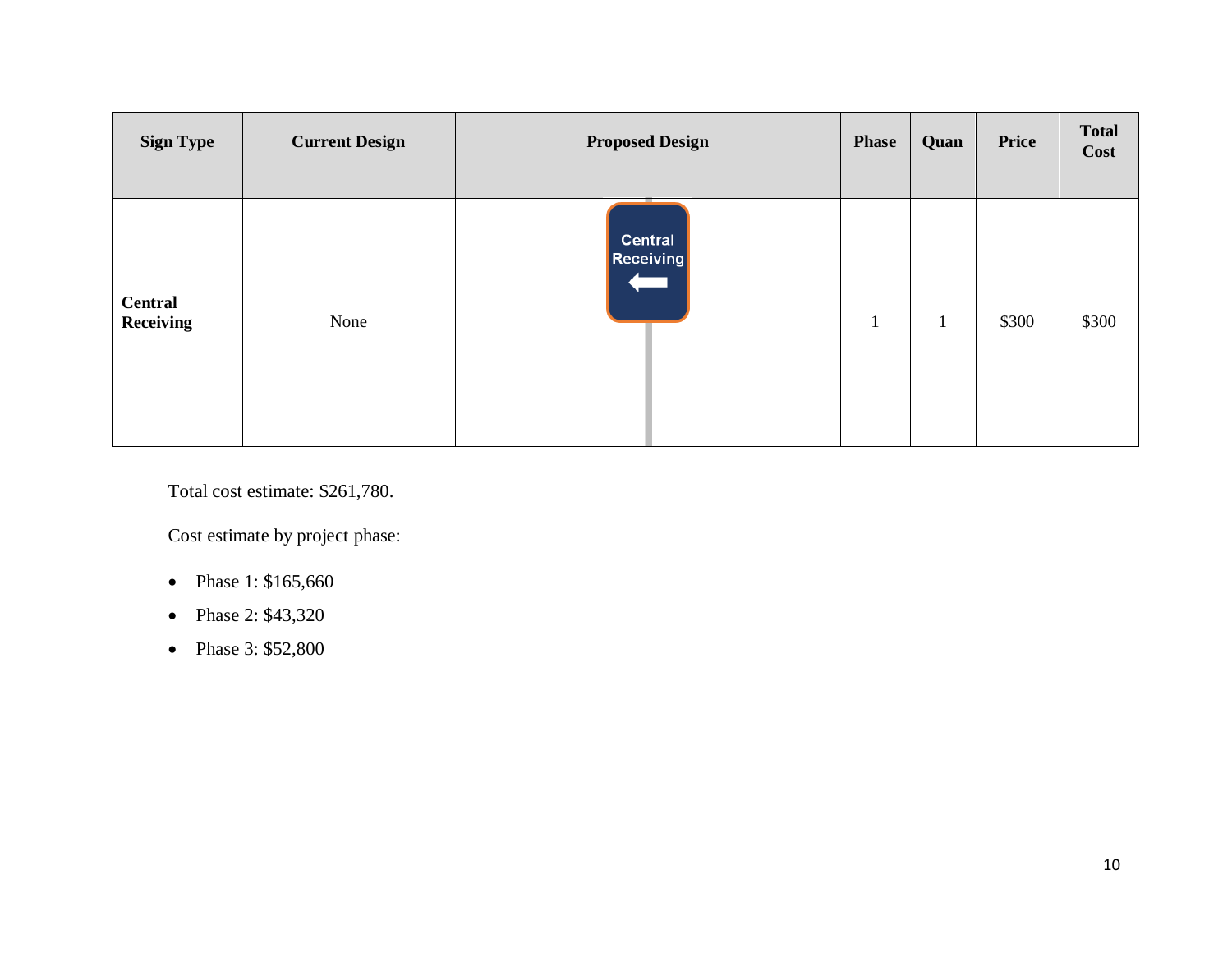| Sign Type | Current Design | Proposed Design | Phase | Quan | Price | Total Cost |
|---|---|---|---|---|---|---|
| **Central Receiving** | None | Central Receiving ← | 1 | 1 | $300 | $300 |

Total cost estimate: $261,780.

Cost estimate by project phase:

- Phase 1: $165,660
- Phase 2: $43,320
- Phase 3: $52,800